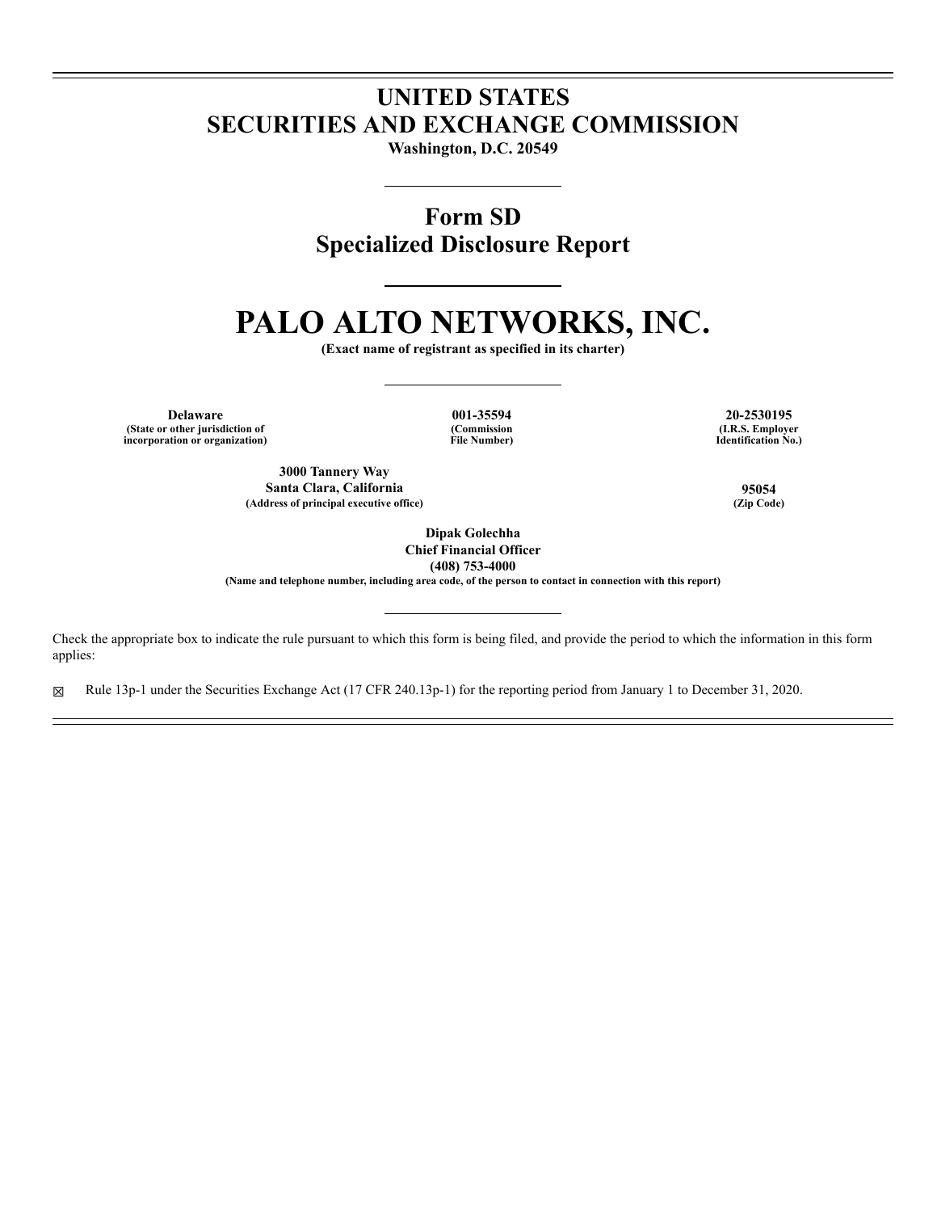# UNITED STATES
# SECURITIES AND EXCHANGE COMMISSION

**Washington, D.C. 20549**

## Form SD
## Specialized Disclosure Report

# PALO ALTO NETWORKS, INC.

**(Exact name of registrant as specified in its charter)**

| **Delaware** | **001-35594** | **20-2530195** |
|---|---|---|
| **(State or other jurisdiction of incorporation or organization)** | **(Commission File Number)** | **(I.R.S. Employer Identification No.)** |

| **3000 Tannery Way Santa Clara, California** | **95054** |
|---|---|
| **(Address of principal executive office)** | **(Zip Code)** |

**Dipak Golechha**
**Chief Financial Officer**
**(408) 753-4000**
**(Name and telephone number, including area code, of the person to contact in connection with this report)**

Check the appropriate box to indicate the rule pursuant to which this form is being filed, and provide the period to which the information in this form applies:

☒ Rule 13p-1 under the Securities Exchange Act (17 CFR 240.13p-1) for the reporting period from January 1 to December 31, 2020.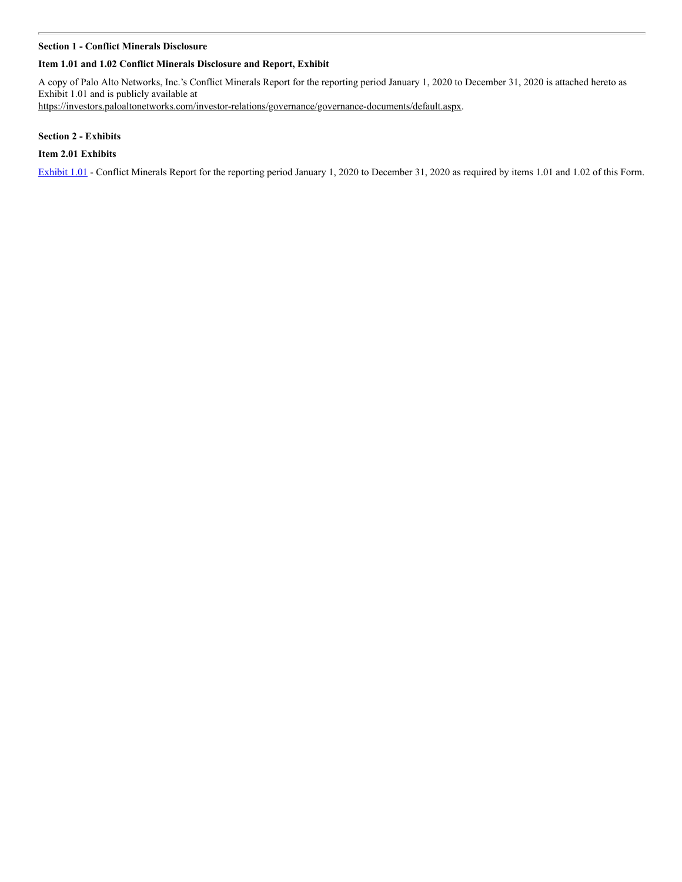**Section 1 - Conflict Minerals Disclosure**

**Item 1.01 and 1.02 Conflict Minerals Disclosure and Report, Exhibit**

A copy of Palo Alto Networks, Inc.'s Conflict Minerals Report for the reporting period January 1, 2020 to December 31, 2020 is attached hereto as Exhibit 1.01 and is publicly available at https://investors.paloaltonetworks.com/investor-relations/governance/governance-documents/default.aspx.

**Section 2 - Exhibits**

**Item 2.01 Exhibits**

Exhibit 1.01 - Conflict Minerals Report for the reporting period January 1, 2020 to December 31, 2020 as required by items 1.01 and 1.02 of this Form.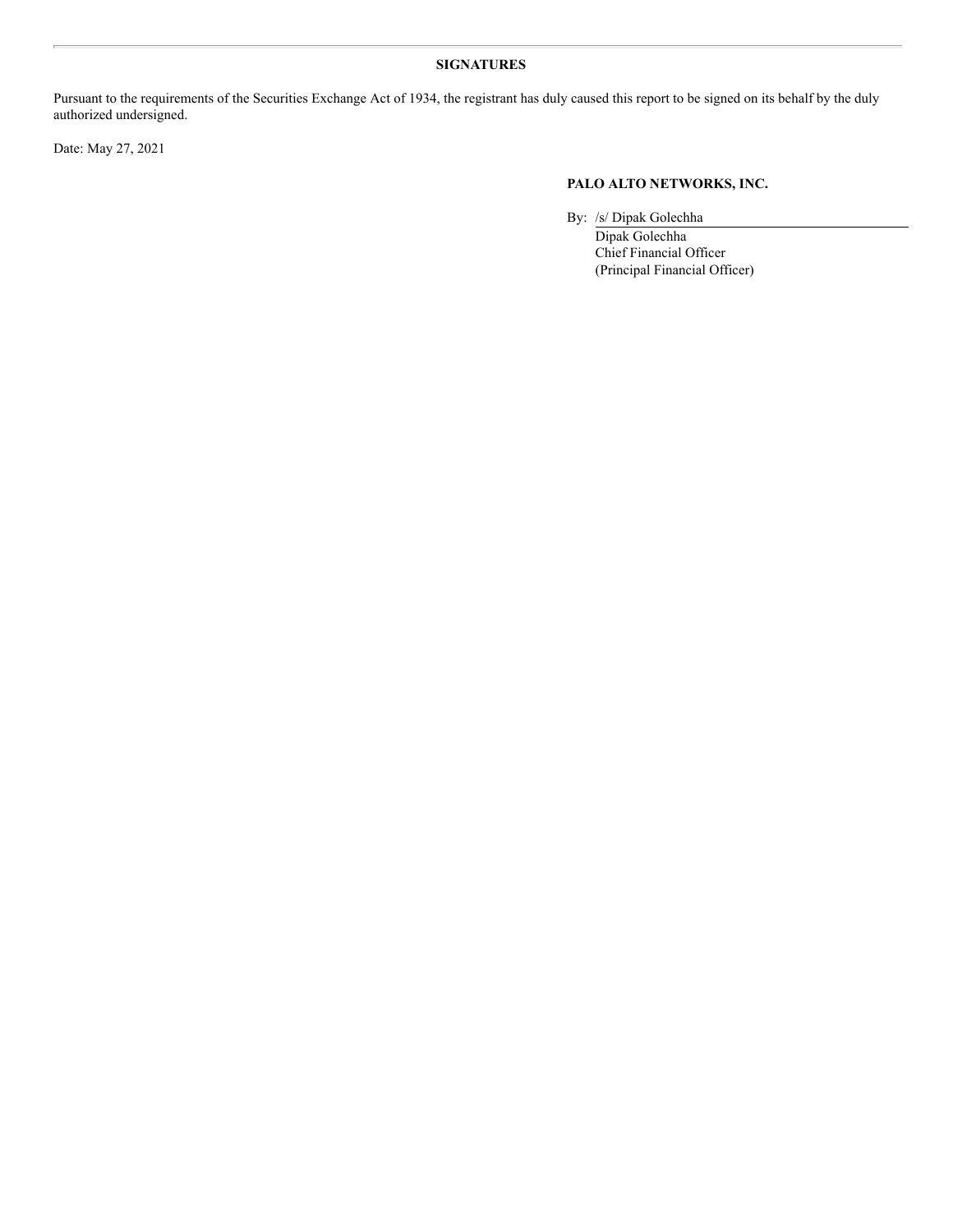## SIGNATURES

Pursuant to the requirements of the Securities Exchange Act of 1934, the registrant has duly caused this report to be signed on its behalf by the duly authorized undersigned.

Date: May 27, 2021

**PALO ALTO NETWORKS, INC.**

By: /s/ Dipak Golechha

Dipak Golechha
Chief Financial Officer
(Principal Financial Officer)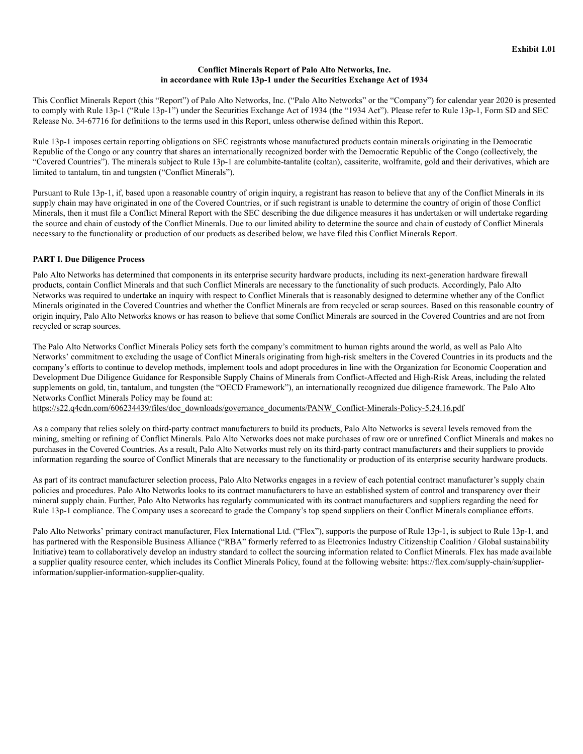**Exhibit 1.01**

**Conflict Minerals Report of Palo Alto Networks, Inc.**
**in accordance with Rule 13p-1 under the Securities Exchange Act of 1934**

This Conflict Minerals Report (this "Report") of Palo Alto Networks, Inc. ("Palo Alto Networks" or the "Company") for calendar year 2020 is presented to comply with Rule 13p-1 ("Rule 13p-1") under the Securities Exchange Act of 1934 (the "1934 Act"). Please refer to Rule 13p-1, Form SD and SEC Release No. 34-67716 for definitions to the terms used in this Report, unless otherwise defined within this Report.

Rule 13p-1 imposes certain reporting obligations on SEC registrants whose manufactured products contain minerals originating in the Democratic Republic of the Congo or any country that shares an internationally recognized border with the Democratic Republic of the Congo (collectively, the "Covered Countries"). The minerals subject to Rule 13p-1 are columbite-tantalite (coltan), cassiterite, wolframite, gold and their derivatives, which are limited to tantalum, tin and tungsten ("Conflict Minerals").

Pursuant to Rule 13p-1, if, based upon a reasonable country of origin inquiry, a registrant has reason to believe that any of the Conflict Minerals in its supply chain may have originated in one of the Covered Countries, or if such registrant is unable to determine the country of origin of those Conflict Minerals, then it must file a Conflict Mineral Report with the SEC describing the due diligence measures it has undertaken or will undertake regarding the source and chain of custody of the Conflict Minerals. Due to our limited ability to determine the source and chain of custody of Conflict Minerals necessary to the functionality or production of our products as described below, we have filed this Conflict Minerals Report.

**PART I. Due Diligence Process**

Palo Alto Networks has determined that components in its enterprise security hardware products, including its next-generation hardware firewall products, contain Conflict Minerals and that such Conflict Minerals are necessary to the functionality of such products. Accordingly, Palo Alto Networks was required to undertake an inquiry with respect to Conflict Minerals that is reasonably designed to determine whether any of the Conflict Minerals originated in the Covered Countries and whether the Conflict Minerals are from recycled or scrap sources. Based on this reasonable country of origin inquiry, Palo Alto Networks knows or has reason to believe that some Conflict Minerals are sourced in the Covered Countries and are not from recycled or scrap sources.

The Palo Alto Networks Conflict Minerals Policy sets forth the company's commitment to human rights around the world, as well as Palo Alto Networks' commitment to excluding the usage of Conflict Minerals originating from high-risk smelters in the Covered Countries in its products and the company's efforts to continue to develop methods, implement tools and adopt procedures in line with the Organization for Economic Cooperation and Development Due Diligence Guidance for Responsible Supply Chains of Minerals from Conflict-Affected and High-Risk Areas, including the related supplements on gold, tin, tantalum, and tungsten (the "OECD Framework"), an internationally recognized due diligence framework. The Palo Alto Networks Conflict Minerals Policy may be found at:
https://s22.q4cdn.com/606234439/files/doc_downloads/governance_documents/PANW_Conflict-Minerals-Policy-5.24.16.pdf

As a company that relies solely on third-party contract manufacturers to build its products, Palo Alto Networks is several levels removed from the mining, smelting or refining of Conflict Minerals. Palo Alto Networks does not make purchases of raw ore or unrefined Conflict Minerals and makes no purchases in the Covered Countries. As a result, Palo Alto Networks must rely on its third-party contract manufacturers and their suppliers to provide information regarding the source of Conflict Minerals that are necessary to the functionality or production of its enterprise security hardware products.

As part of its contract manufacturer selection process, Palo Alto Networks engages in a review of each potential contract manufacturer's supply chain policies and procedures. Palo Alto Networks looks to its contract manufacturers to have an established system of control and transparency over their mineral supply chain. Further, Palo Alto Networks has regularly communicated with its contract manufacturers and suppliers regarding the need for Rule 13p-1 compliance. The Company uses a scorecard to grade the Company's top spend suppliers on their Conflict Minerals compliance efforts.

Palo Alto Networks' primary contract manufacturer, Flex International Ltd. ("Flex"), supports the purpose of Rule 13p-1, is subject to Rule 13p-1, and has partnered with the Responsible Business Alliance ("RBA" formerly referred to as Electronics Industry Citizenship Coalition / Global sustainability Initiative) team to collaboratively develop an industry standard to collect the sourcing information related to Conflict Minerals. Flex has made available a supplier quality resource center, which includes its Conflict Minerals Policy, found at the following website: https://flex.com/supply-chain/supplier-information/supplier-information-supplier-quality.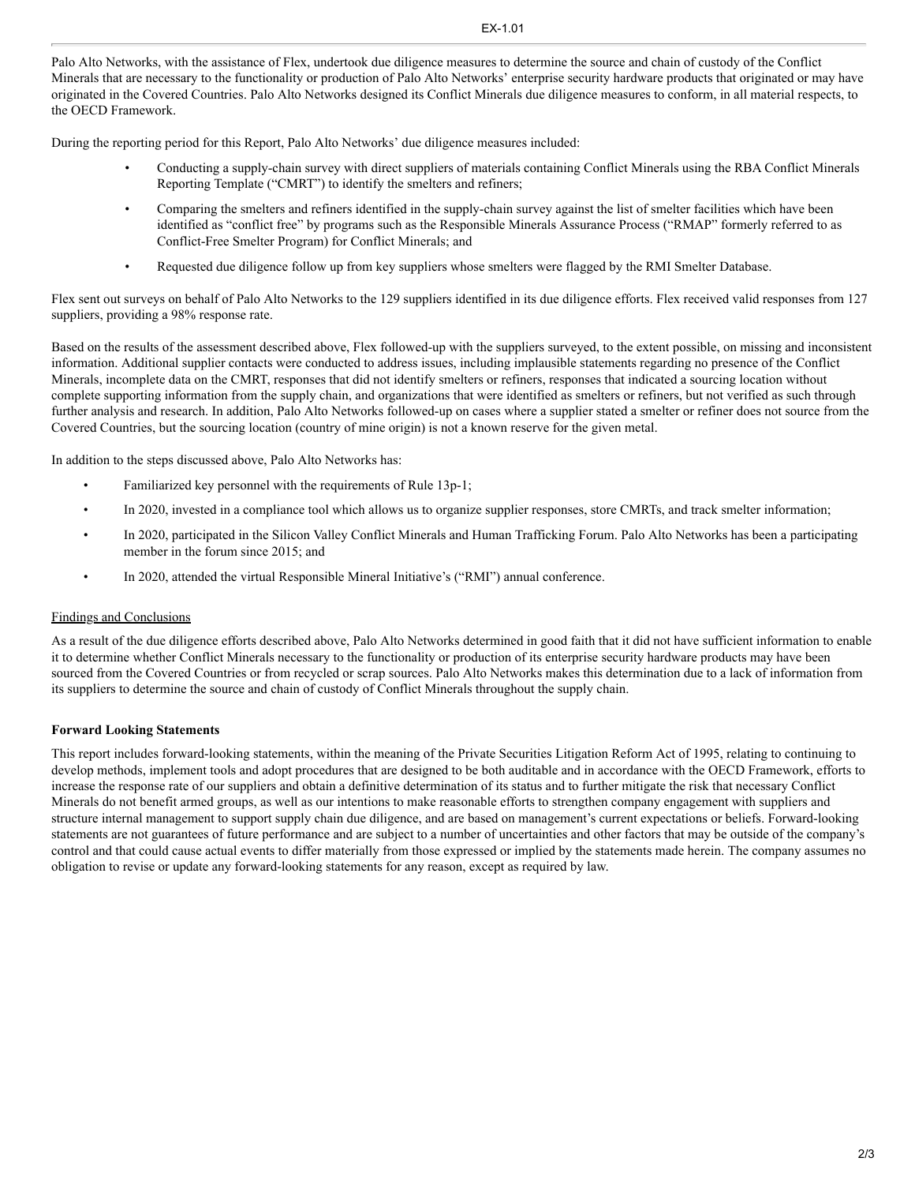Palo Alto Networks, with the assistance of Flex, undertook due diligence measures to determine the source and chain of custody of the Conflict Minerals that are necessary to the functionality or production of Palo Alto Networks' enterprise security hardware products that originated or may have originated in the Covered Countries. Palo Alto Networks designed its Conflict Minerals due diligence measures to conform, in all material respects, to the OECD Framework.

During the reporting period for this Report, Palo Alto Networks' due diligence measures included:

- Conducting a supply-chain survey with direct suppliers of materials containing Conflict Minerals using the RBA Conflict Minerals Reporting Template ("CMRT") to identify the smelters and refiners;
- Comparing the smelters and refiners identified in the supply-chain survey against the list of smelter facilities which have been identified as "conflict free" by programs such as the Responsible Minerals Assurance Process ("RMAP" formerly referred to as Conflict-Free Smelter Program) for Conflict Minerals; and
- Requested due diligence follow up from key suppliers whose smelters were flagged by the RMI Smelter Database.

Flex sent out surveys on behalf of Palo Alto Networks to the 129 suppliers identified in its due diligence efforts. Flex received valid responses from 127 suppliers, providing a 98% response rate.

Based on the results of the assessment described above, Flex followed-up with the suppliers surveyed, to the extent possible, on missing and inconsistent information. Additional supplier contacts were conducted to address issues, including implausible statements regarding no presence of the Conflict Minerals, incomplete data on the CMRT, responses that did not identify smelters or refiners, responses that indicated a sourcing location without complete supporting information from the supply chain, and organizations that were identified as smelters or refiners, but not verified as such through further analysis and research. In addition, Palo Alto Networks followed-up on cases where a supplier stated a smelter or refiner does not source from the Covered Countries, but the sourcing location (country of mine origin) is not a known reserve for the given metal.

In addition to the steps discussed above, Palo Alto Networks has:

- Familiarized key personnel with the requirements of Rule 13p-1;
- In 2020, invested in a compliance tool which allows us to organize supplier responses, store CMRTs, and track smelter information;
- In 2020, participated in the Silicon Valley Conflict Minerals and Human Trafficking Forum. Palo Alto Networks has been a participating member in the forum since 2015; and
- In 2020, attended the virtual Responsible Mineral Initiative's ("RMI") annual conference.

Findings and Conclusions

As a result of the due diligence efforts described above, Palo Alto Networks determined in good faith that it did not have sufficient information to enable it to determine whether Conflict Minerals necessary to the functionality or production of its enterprise security hardware products may have been sourced from the Covered Countries or from recycled or scrap sources. Palo Alto Networks makes this determination due to a lack of information from its suppliers to determine the source and chain of custody of Conflict Minerals throughout the supply chain.

**Forward Looking Statements**

This report includes forward-looking statements, within the meaning of the Private Securities Litigation Reform Act of 1995, relating to continuing to develop methods, implement tools and adopt procedures that are designed to be both auditable and in accordance with the OECD Framework, efforts to increase the response rate of our suppliers and obtain a definitive determination of its status and to further mitigate the risk that necessary Conflict Minerals do not benefit armed groups, as well as our intentions to make reasonable efforts to strengthen company engagement with suppliers and structure internal management to support supply chain due diligence, and are based on management's current expectations or beliefs. Forward-looking statements are not guarantees of future performance and are subject to a number of uncertainties and other factors that may be outside of the company's control and that could cause actual events to differ materially from those expressed or implied by the statements made herein. The company assumes no obligation to revise or update any forward-looking statements for any reason, except as required by law.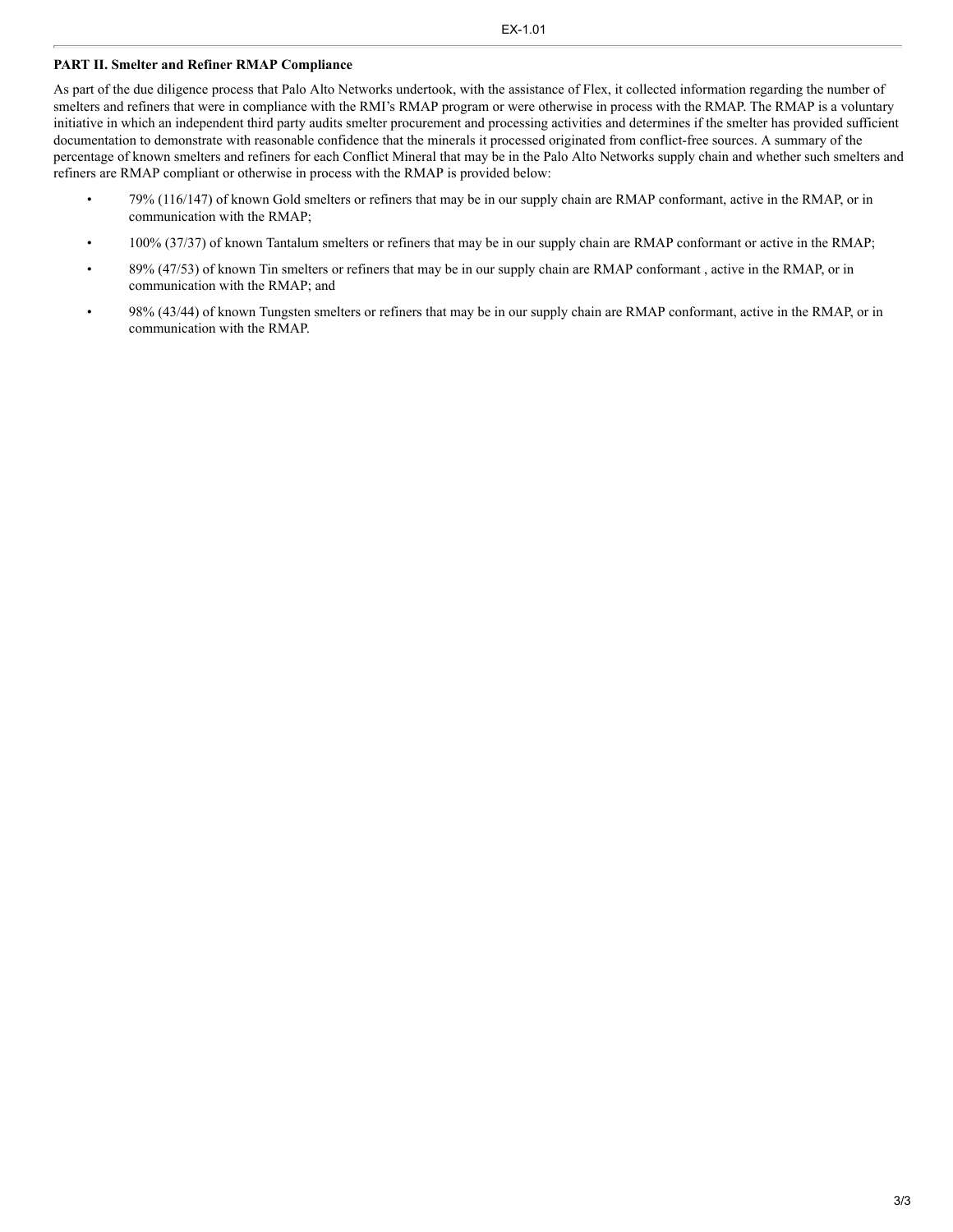**PART II. Smelter and Refiner RMAP Compliance**

As part of the due diligence process that Palo Alto Networks undertook, with the assistance of Flex, it collected information regarding the number of smelters and refiners that were in compliance with the RMI's RMAP program or were otherwise in process with the RMAP. The RMAP is a voluntary initiative in which an independent third party audits smelter procurement and processing activities and determines if the smelter has provided sufficient documentation to demonstrate with reasonable confidence that the minerals it processed originated from conflict-free sources. A summary of the percentage of known smelters and refiners for each Conflict Mineral that may be in the Palo Alto Networks supply chain and whether such smelters and refiners are RMAP compliant or otherwise in process with the RMAP is provided below:

- 79% (116/147) of known Gold smelters or refiners that may be in our supply chain are RMAP conformant, active in the RMAP, or in communication with the RMAP;
- 100% (37/37) of known Tantalum smelters or refiners that may be in our supply chain are RMAP conformant or active in the RMAP;
- 89% (47/53) of known Tin smelters or refiners that may be in our supply chain are RMAP conformant , active in the RMAP, or in communication with the RMAP; and
- 98% (43/44) of known Tungsten smelters or refiners that may be in our supply chain are RMAP conformant, active in the RMAP, or in communication with the RMAP.